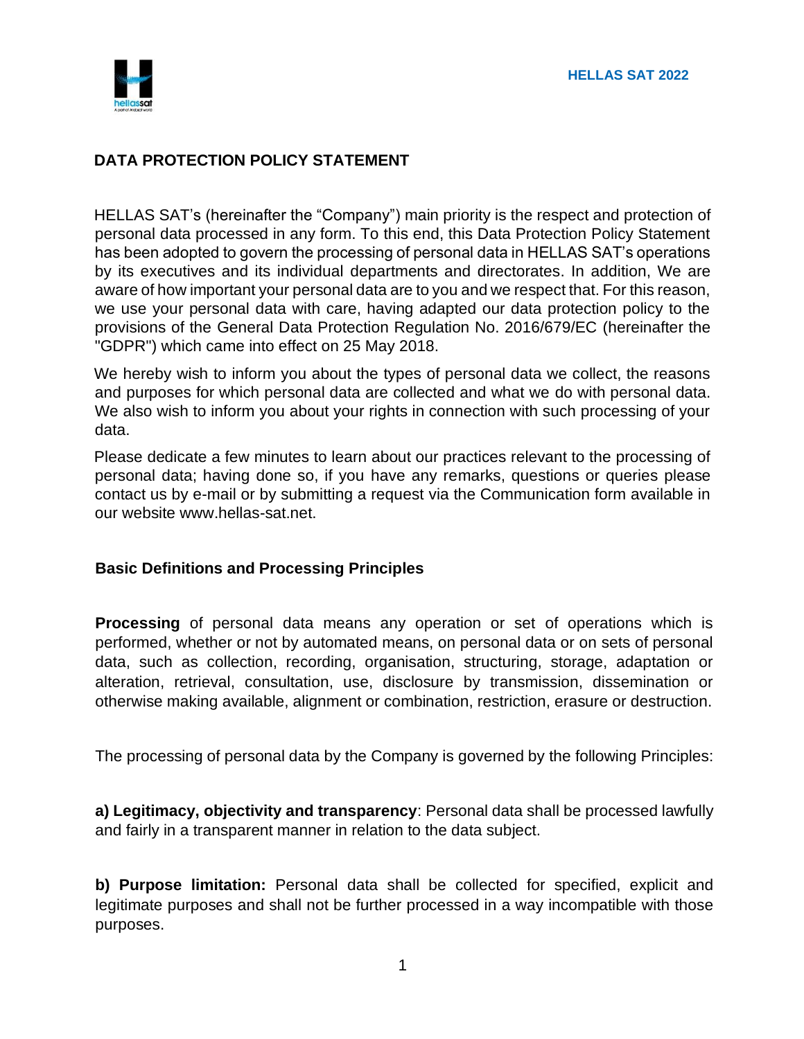# DATA PROTECTION POLICY STATEMENT

HELLAS SAT's (hereinafter the "Company") main priority is the respect and protection of personal data processed in any form. To this end, this Data Protection Policy Statement has been adopted to govern the processing of personal data in HELLAS SAT's operations by its executives and its individual departments and directorates. In addition, We are aware of how important your personal data are to you and we respect that. For this reason, we use your personal data with care, having adapted our data protection policy to the provisions of the General Data Protection Regulation No. 2016/679/EC (hereinafter the "GDPR") which came into effect on 25 May 2018.

We hereby wish to inform you about the types of personal data we collect, the reasons and purposes for which personal data are collected and what we do with personal data. We also wish to inform you about your rights in connection with such processing of your data.

Please dedicate a few minutes to learn about our practices relevant to the processing of personal data; having done so, if you have any remarks, questions or queries please contact us by e-mail or by submitting a request via the Communication form available in our website www.hellas-sat.net.

## Basic Definitions and Processing Principles

**Processing** of personal data means any operation or set of operations which is performed, whether or not by automated means, on personal data or on sets of personal data, such as collection, recording, organisation, structuring, storage, adaptation or alteration, retrieval, consultation, use, disclosure by transmission, dissemination or otherwise making available, alignment or combination, restriction, erasure or destruction.

The processing of personal data by the Company is governed by the following Principles:

**a) Legitimacy, objectivity and transparency**: Personal data shall be processed lawfully and fairly in a transparent manner in relation to the data subject.

**b) Purpose limitation:** Personal data shall be collected for specified, explicit and legitimate purposes and shall not be further processed in a way incompatible with those purposes.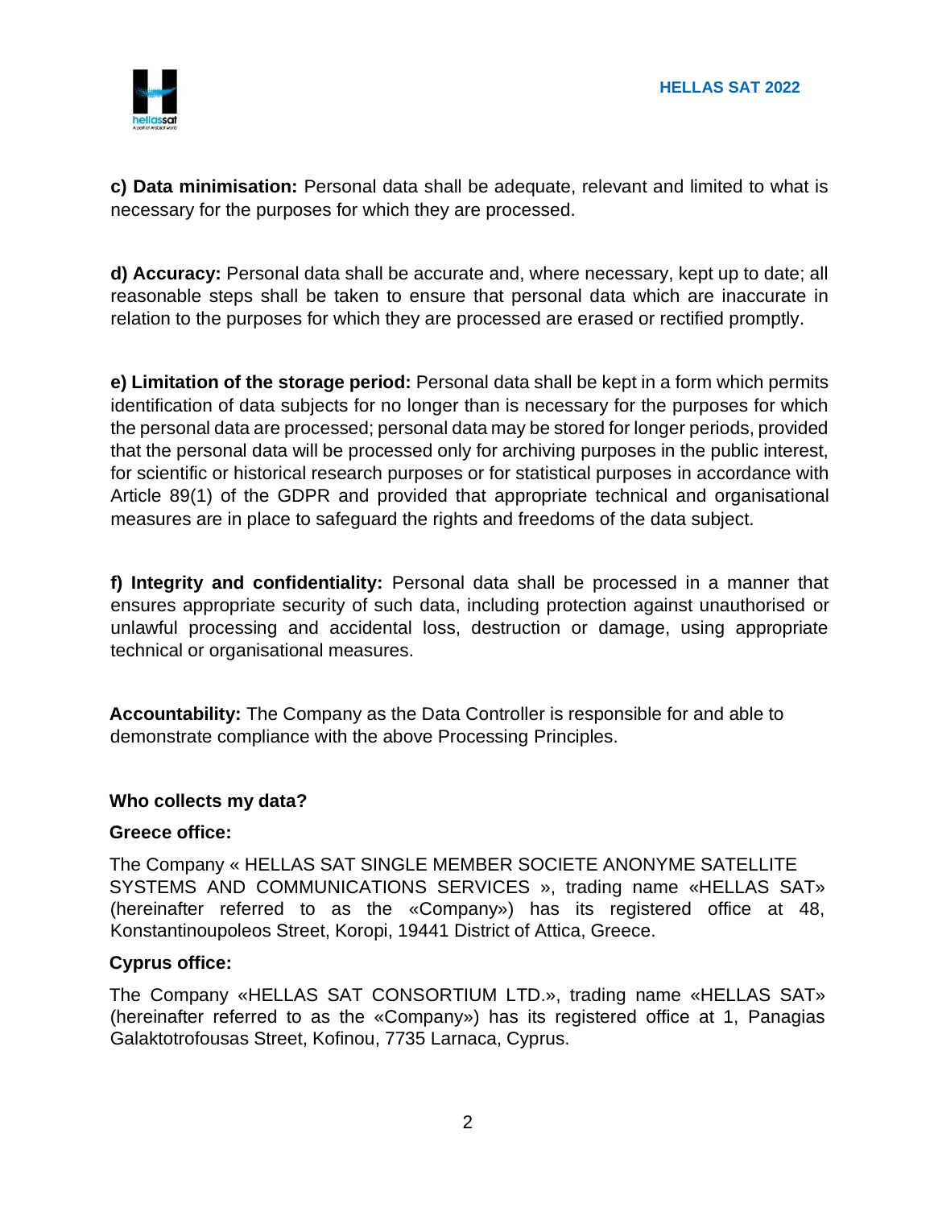**c) Data minimisation:** Personal data shall be adequate, relevant and limited to what is necessary for the purposes for which they are processed.

**d) Accuracy:** Personal data shall be accurate and, where necessary, kept up to date; all reasonable steps shall be taken to ensure that personal data which are inaccurate in relation to the purposes for which they are processed are erased or rectified promptly.

**e) Limitation of the storage period:** Personal data shall be kept in a form which permits identification of data subjects for no longer than is necessary for the purposes for which the personal data are processed; personal data may be stored for longer periods, provided that the personal data will be processed only for archiving purposes in the public interest, for scientific or historical research purposes or for statistical purposes in accordance with Article 89(1) of the GDPR and provided that appropriate technical and organisational measures are in place to safeguard the rights and freedoms of the data subject.

**f) Integrity and confidentiality:** Personal data shall be processed in a manner that ensures appropriate security of such data, including protection against unauthorised or unlawful processing and accidental loss, destruction or damage, using appropriate technical or organisational measures.

**Accountability:** The Company as the Data Controller is responsible for and able to demonstrate compliance with the above Processing Principles.

**Who collects my data?**

**Greece office:**

The Company « HELLAS SAT SINGLE MEMBER SOCIETE ANONYME SATELLITE SYSTEMS AND COMMUNICATIONS SERVICES », trading name «HELLAS SAT» (hereinafter referred to as the «Company») has its registered office at 48, Konstantinoupoleos Street, Koropi, 19441 District of Attica, Greece.

**Cyprus office:**

The Company «HELLAS SAT CONSORTIUM LTD.», trading name «HELLAS SAT» (hereinafter referred to as the «Company») has its registered office at 1, Panagias Galaktotrofousas Street, Kofinou, 7735 Larnaca, Cyprus.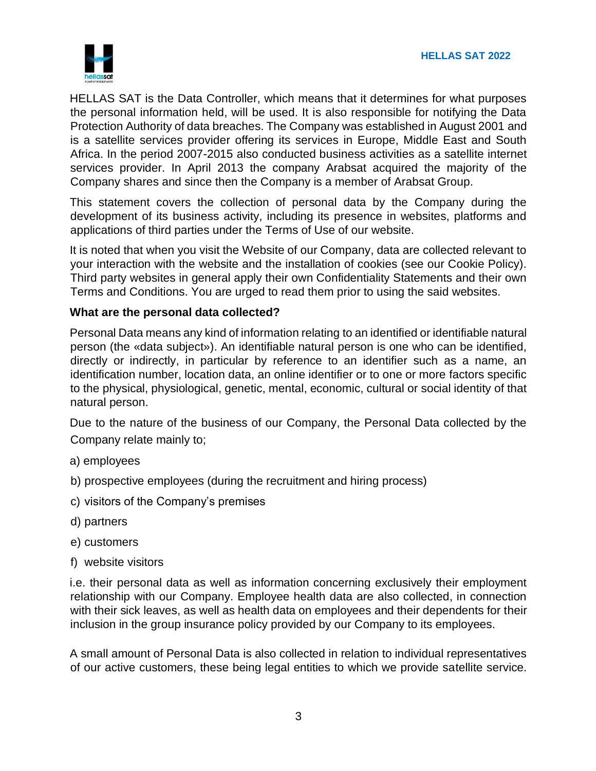HELLAS SAT is the Data Controller, which means that it determines for what purposes the personal information held, will be used. It is also responsible for notifying the Data Protection Authority of data breaches. The Company was established in August 2001 and is a satellite services provider offering its services in Europe, Middle East and South Africa. In the period 2007-2015 also conducted business activities as a satellite internet services provider. In April 2013 the company Arabsat acquired the majority of the Company shares and since then the Company is a member of Arabsat Group.

This statement covers the collection of personal data by the Company during the development of its business activity, including its presence in websites, platforms and applications of third parties under the Terms of Use of our website.

It is noted that when you visit the Website of our Company, data are collected relevant to your interaction with the website and the installation of cookies (see our Cookie Policy). Third party websites in general apply their own Confidentiality Statements and their own Terms and Conditions. You are urged to read them prior to using the said websites.

**What are the personal data collected?**

Personal Data means any kind of information relating to an identified or identifiable natural person (the «data subject»). An identifiable natural person is one who can be identified, directly or indirectly, in particular by reference to an identifier such as a name, an identification number, location data, an online identifier or to one or more factors specific to the physical, physiological, genetic, mental, economic, cultural or social identity of that natural person.

Due to the nature of the business of our Company, the Personal Data collected by the Company relate mainly to;

a) employees

b) prospective employees (during the recruitment and hiring process)

c) visitors of the Company's premises

d) partners

e) customers

f) website visitors

i.e. their personal data as well as information concerning exclusively their employment relationship with our Company. Employee health data are also collected, in connection with their sick leaves, as well as health data on employees and their dependents for their inclusion in the group insurance policy provided by our Company to its employees.

A small amount of Personal Data is also collected in relation to individual representatives of our active customers, these being legal entities to which we provide satellite service.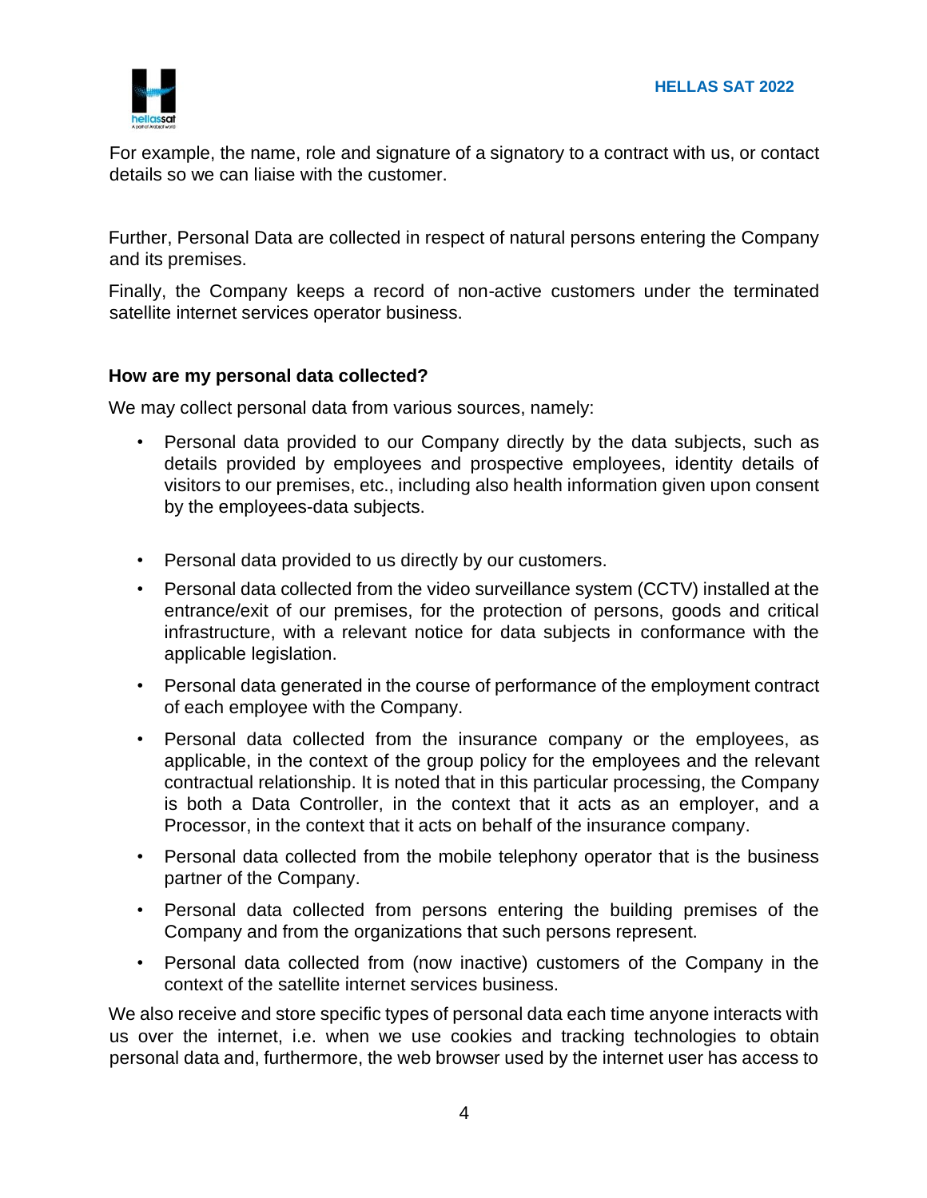For example, the name, role and signature of a signatory to a contract with us, or contact details so we can liaise with the customer.

Further, Personal Data are collected in respect of natural persons entering the Company and its premises.

Finally, the Company keeps a record of non-active customers under the terminated satellite internet services operator business.

### How are my personal data collected?

We may collect personal data from various sources, namely:

- Personal data provided to our Company directly by the data subjects, such as details provided by employees and prospective employees, identity details of visitors to our premises, etc., including also health information given upon consent by the employees-data subjects.
- Personal data provided to us directly by our customers.
- Personal data collected from the video surveillance system (CCTV) installed at the entrance/exit of our premises, for the protection of persons, goods and critical infrastructure, with a relevant notice for data subjects in conformance with the applicable legislation.
- Personal data generated in the course of performance of the employment contract of each employee with the Company.
- Personal data collected from the insurance company or the employees, as applicable, in the context of the group policy for the employees and the relevant contractual relationship. It is noted that in this particular processing, the Company is both a Data Controller, in the context that it acts as an employer, and a Processor, in the context that it acts on behalf of the insurance company.
- Personal data collected from the mobile telephony operator that is the business partner of the Company.
- Personal data collected from persons entering the building premises of the Company and from the organizations that such persons represent.
- Personal data collected from (now inactive) customers of the Company in the context of the satellite internet services business.

We also receive and store specific types of personal data each time anyone interacts with us over the internet, i.e. when we use cookies and tracking technologies to obtain personal data and, furthermore, the web browser used by the internet user has access to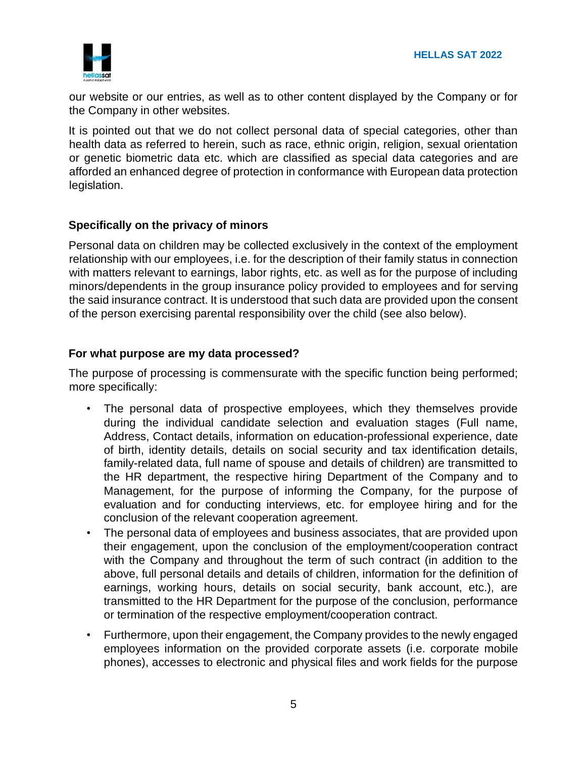our website or our entries, as well as to other content displayed by the Company or for the Company in other websites.

It is pointed out that we do not collect personal data of special categories, other than health data as referred to herein, such as race, ethnic origin, religion, sexual orientation or genetic biometric data etc. which are classified as special data categories and are afforded an enhanced degree of protection in conformance with European data protection legislation.

### Specifically on the privacy of minors

Personal data on children may be collected exclusively in the context of the employment relationship with our employees, i.e. for the description of their family status in connection with matters relevant to earnings, labor rights, etc. as well as for the purpose of including minors/dependents in the group insurance policy provided to employees and for serving the said insurance contract. It is understood that such data are provided upon the consent of the person exercising parental responsibility over the child (see also below).

### For what purpose are my data processed?

The purpose of processing is commensurate with the specific function being performed; more specifically:

- The personal data of prospective employees, which they themselves provide during the individual candidate selection and evaluation stages (Full name, Address, Contact details, information on education-professional experience, date of birth, identity details, details on social security and tax identification details, family-related data, full name of spouse and details of children) are transmitted to the HR department, the respective hiring Department of the Company and to Management, for the purpose of informing the Company, for the purpose of evaluation and for conducting interviews, etc. for employee hiring and for the conclusion of the relevant cooperation agreement.
- The personal data of employees and business associates, that are provided upon their engagement, upon the conclusion of the employment/cooperation contract with the Company and throughout the term of such contract (in addition to the above, full personal details and details of children, information for the definition of earnings, working hours, details on social security, bank account, etc.), are transmitted to the HR Department for the purpose of the conclusion, performance or termination of the respective employment/cooperation contract.
- Furthermore, upon their engagement, the Company provides to the newly engaged employees information on the provided corporate assets (i.e. corporate mobile phones), accesses to electronic and physical files and work fields for the purpose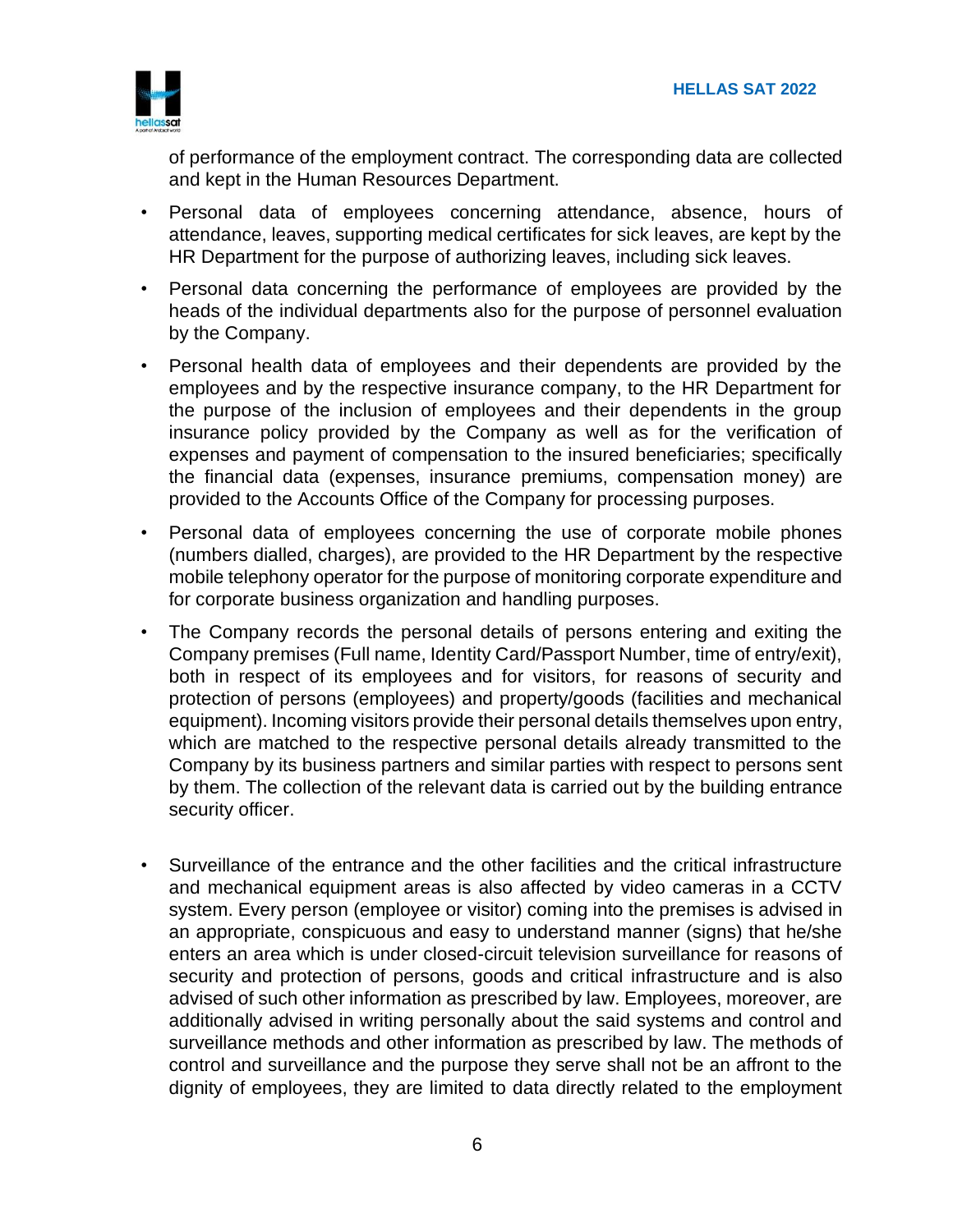of performance of the employment contract. The corresponding data are collected and kept in the Human Resources Department.

- Personal data of employees concerning attendance, absence, hours of attendance, leaves, supporting medical certificates for sick leaves, are kept by the HR Department for the purpose of authorizing leaves, including sick leaves.
- Personal data concerning the performance of employees are provided by the heads of the individual departments also for the purpose of personnel evaluation by the Company.
- Personal health data of employees and their dependents are provided by the employees and by the respective insurance company, to the HR Department for the purpose of the inclusion of employees and their dependents in the group insurance policy provided by the Company as well as for the verification of expenses and payment of compensation to the insured beneficiaries; specifically the financial data (expenses, insurance premiums, compensation money) are provided to the Accounts Office of the Company for processing purposes.
- Personal data of employees concerning the use of corporate mobile phones (numbers dialled, charges), are provided to the HR Department by the respective mobile telephony operator for the purpose of monitoring corporate expenditure and for corporate business organization and handling purposes.
- The Company records the personal details of persons entering and exiting the Company premises (Full name, Identity Card/Passport Number, time of entry/exit), both in respect of its employees and for visitors, for reasons of security and protection of persons (employees) and property/goods (facilities and mechanical equipment). Incoming visitors provide their personal details themselves upon entry, which are matched to the respective personal details already transmitted to the Company by its business partners and similar parties with respect to persons sent by them. The collection of the relevant data is carried out by the building entrance security officer.
- Surveillance of the entrance and the other facilities and the critical infrastructure and mechanical equipment areas is also affected by video cameras in a CCTV system. Every person (employee or visitor) coming into the premises is advised in an appropriate, conspicuous and easy to understand manner (signs) that he/she enters an area which is under closed-circuit television surveillance for reasons of security and protection of persons, goods and critical infrastructure and is also advised of such other information as prescribed by law. Employees, moreover, are additionally advised in writing personally about the said systems and control and surveillance methods and other information as prescribed by law. The methods of control and surveillance and the purpose they serve shall not be an affront to the dignity of employees, they are limited to data directly related to the employment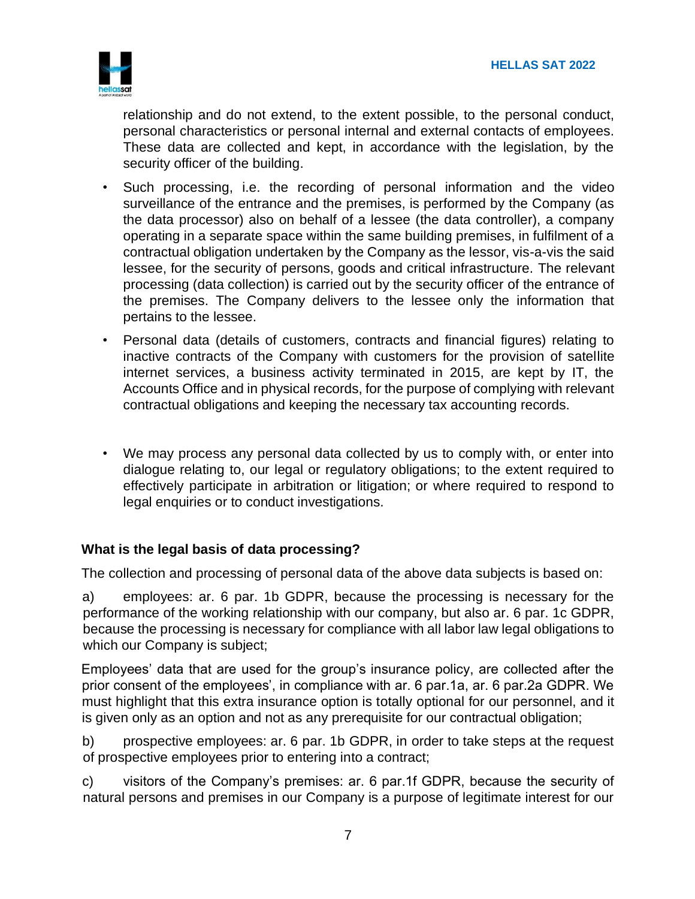relationship and do not extend, to the extent possible, to the personal conduct, personal characteristics or personal internal and external contacts of employees. These data are collected and kept, in accordance with the legislation, by the security officer of the building.

- Such processing, i.e. the recording of personal information and the video surveillance of the entrance and the premises, is performed by the Company (as the data processor) also on behalf of a lessee (the data controller), a company operating in a separate space within the same building premises, in fulfilment of a contractual obligation undertaken by the Company as the lessor, vis-a-vis the said lessee, for the security of persons, goods and critical infrastructure. The relevant processing (data collection) is carried out by the security officer of the entrance of the premises. The Company delivers to the lessee only the information that pertains to the lessee.
- Personal data (details of customers, contracts and financial figures) relating to inactive contracts of the Company with customers for the provision of satellite internet services, a business activity terminated in 2015, are kept by IT, the Accounts Office and in physical records, for the purpose of complying with relevant contractual obligations and keeping the necessary tax accounting records.
- We may process any personal data collected by us to comply with, or enter into dialogue relating to, our legal or regulatory obligations; to the extent required to effectively participate in arbitration or litigation; or where required to respond to legal enquiries or to conduct investigations.

### What is the legal basis of data processing?

The collection and processing of personal data of the above data subjects is based on:

a) employees: ar. 6 par. 1b GDPR, because the processing is necessary for the performance of the working relationship with our company, but also ar. 6 par. 1c GDPR, because the processing is necessary for compliance with all labor law legal obligations to which our Company is subject;

Employees' data that are used for the group's insurance policy, are collected after the prior consent of the employees', in compliance with ar. 6 par.1a, ar. 6 par.2a GDPR. We must highlight that this extra insurance option is totally optional for our personnel, and it is given only as an option and not as any prerequisite for our contractual obligation;

b) prospective employees: ar. 6 par. 1b GDPR, in order to take steps at the request of prospective employees prior to entering into a contract;

c) visitors of the Company's premises: ar. 6 par.1f GDPR, because the security of natural persons and premises in our Company is a purpose of legitimate interest for our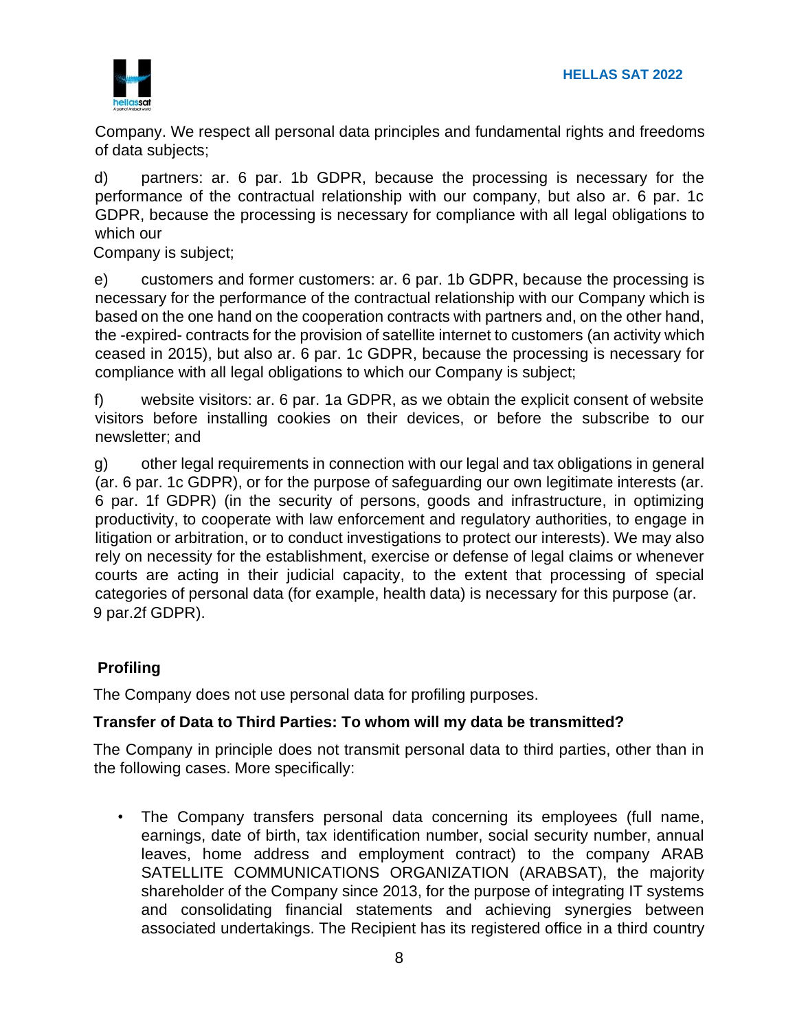Company. We respect all personal data principles and fundamental rights and freedoms of data subjects;

d) partners: ar. 6 par. 1b GDPR, because the processing is necessary for the performance of the contractual relationship with our company, but also ar. 6 par. 1c GDPR, because the processing is necessary for compliance with all legal obligations to which our Company is subject;

e) customers and former customers: ar. 6 par. 1b GDPR, because the processing is necessary for the performance of the contractual relationship with our Company which is based on the one hand on the cooperation contracts with partners and, on the other hand, the -expired- contracts for the provision of satellite internet to customers (an activity which ceased in 2015), but also ar. 6 par. 1c GDPR, because the processing is necessary for compliance with all legal obligations to which our Company is subject;

f) website visitors: ar. 6 par. 1a GDPR, as we obtain the explicit consent of website visitors before installing cookies on their devices, or before the subscribe to our newsletter; and

g) other legal requirements in connection with our legal and tax obligations in general (ar. 6 par. 1c GDPR), or for the purpose of safeguarding our own legitimate interests (ar. 6 par. 1f GDPR) (in the security of persons, goods and infrastructure, in optimizing productivity, to cooperate with law enforcement and regulatory authorities, to engage in litigation or arbitration, or to conduct investigations to protect our interests). We may also rely on necessity for the establishment, exercise or defense of legal claims or whenever courts are acting in their judicial capacity, to the extent that processing of special categories of personal data (for example, health data) is necessary for this purpose (ar. 9 par.2f GDPR).

### Profiling

The Company does not use personal data for profiling purposes.

### Transfer of Data to Third Parties: To whom will my data be transmitted?

The Company in principle does not transmit personal data to third parties, other than in the following cases. More specifically:

- The Company transfers personal data concerning its employees (full name, earnings, date of birth, tax identification number, social security number, annual leaves, home address and employment contract) to the company ARAB SATELLITE COMMUNICATIONS ORGANIZATION (ARABSAT), the majority shareholder of the Company since 2013, for the purpose of integrating IT systems and consolidating financial statements and achieving synergies between associated undertakings. The Recipient has its registered office in a third country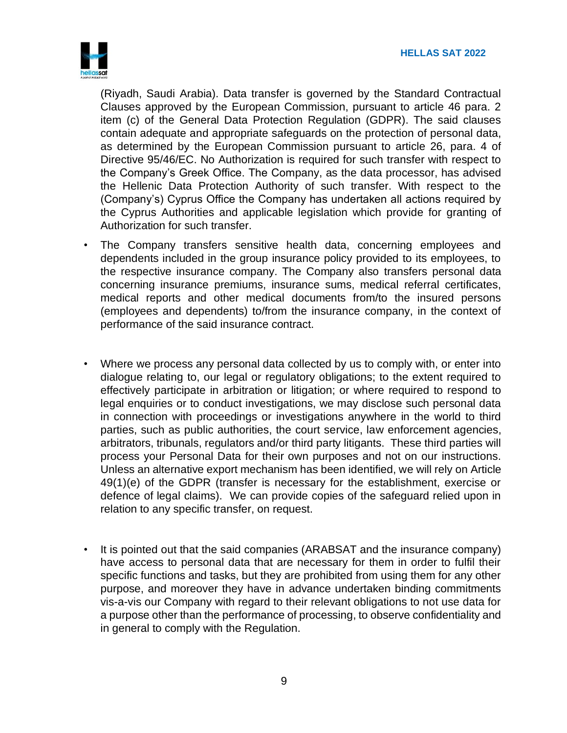(Riyadh, Saudi Arabia). Data transfer is governed by the Standard Contractual Clauses approved by the European Commission, pursuant to article 46 para. 2 item (c) of the General Data Protection Regulation (GDPR). The said clauses contain adequate and appropriate safeguards on the protection of personal data, as determined by the European Commission pursuant to article 26, para. 4 of Directive 95/46/EC. No Authorization is required for such transfer with respect to the Company's Greek Office. The Company, as the data processor, has advised the Hellenic Data Protection Authority of such transfer. With respect to the (Company's) Cyprus Office the Company has undertaken all actions required by the Cyprus Authorities and applicable legislation which provide for granting of Authorization for such transfer.

- The Company transfers sensitive health data, concerning employees and dependents included in the group insurance policy provided to its employees, to the respective insurance company. The Company also transfers personal data concerning insurance premiums, insurance sums, medical referral certificates, medical reports and other medical documents from/to the insured persons (employees and dependents) to/from the insurance company, in the context of performance of the said insurance contract.

- Where we process any personal data collected by us to comply with, or enter into dialogue relating to, our legal or regulatory obligations; to the extent required to effectively participate in arbitration or litigation; or where required to respond to legal enquiries or to conduct investigations, we may disclose such personal data in connection with proceedings or investigations anywhere in the world to third parties, such as public authorities, the court service, law enforcement agencies, arbitrators, tribunals, regulators and/or third party litigants. These third parties will process your Personal Data for their own purposes and not on our instructions. Unless an alternative export mechanism has been identified, we will rely on Article 49(1)(e) of the GDPR (transfer is necessary for the establishment, exercise or defence of legal claims). We can provide copies of the safeguard relied upon in relation to any specific transfer, on request.

- It is pointed out that the said companies (ARABSAT and the insurance company) have access to personal data that are necessary for them in order to fulfil their specific functions and tasks, but they are prohibited from using them for any other purpose, and moreover they have in advance undertaken binding commitments vis-a-vis our Company with regard to their relevant obligations to not use data for a purpose other than the performance of processing, to observe confidentiality and in general to comply with the Regulation.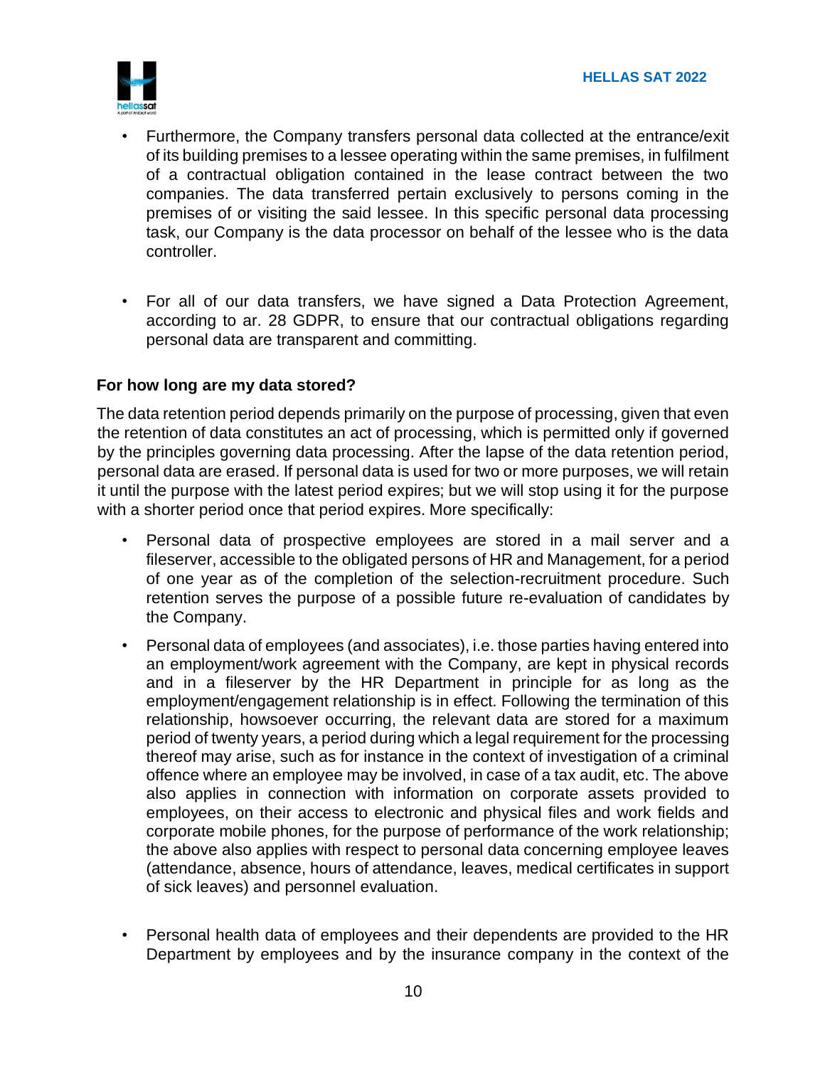- Furthermore, the Company transfers personal data collected at the entrance/exit of its building premises to a lessee operating within the same premises, in fulfilment of a contractual obligation contained in the lease contract between the two companies. The data transferred pertain exclusively to persons coming in the premises of or visiting the said lessee. In this specific personal data processing task, our Company is the data processor on behalf of the lessee who is the data controller.

- For all of our data transfers, we have signed a Data Protection Agreement, according to ar. 28 GDPR, to ensure that our contractual obligations regarding personal data are transparent and committing.

**For how long are my data stored?**

The data retention period depends primarily on the purpose of processing, given that even the retention of data constitutes an act of processing, which is permitted only if governed by the principles governing data processing. After the lapse of the data retention period, personal data are erased. If personal data is used for two or more purposes, we will retain it until the purpose with the latest period expires; but we will stop using it for the purpose with a shorter period once that period expires. More specifically:

- Personal data of prospective employees are stored in a mail server and a fileserver, accessible to the obligated persons of HR and Management, for a period of one year as of the completion of the selection-recruitment procedure. Such retention serves the purpose of a possible future re-evaluation of candidates by the Company.
- Personal data of employees (and associates), i.e. those parties having entered into an employment/work agreement with the Company, are kept in physical records and in a fileserver by the HR Department in principle for as long as the employment/engagement relationship is in effect. Following the termination of this relationship, howsoever occurring, the relevant data are stored for a maximum period of twenty years, a period during which a legal requirement for the processing thereof may arise, such as for instance in the context of investigation of a criminal offence where an employee may be involved, in case of a tax audit, etc. The above also applies in connection with information on corporate assets provided to employees, on their access to electronic and physical files and work fields and corporate mobile phones, for the purpose of performance of the work relationship; the above also applies with respect to personal data concerning employee leaves (attendance, absence, hours of attendance, leaves, medical certificates in support of sick leaves) and personnel evaluation.

- Personal health data of employees and their dependents are provided to the HR Department by employees and by the insurance company in the context of the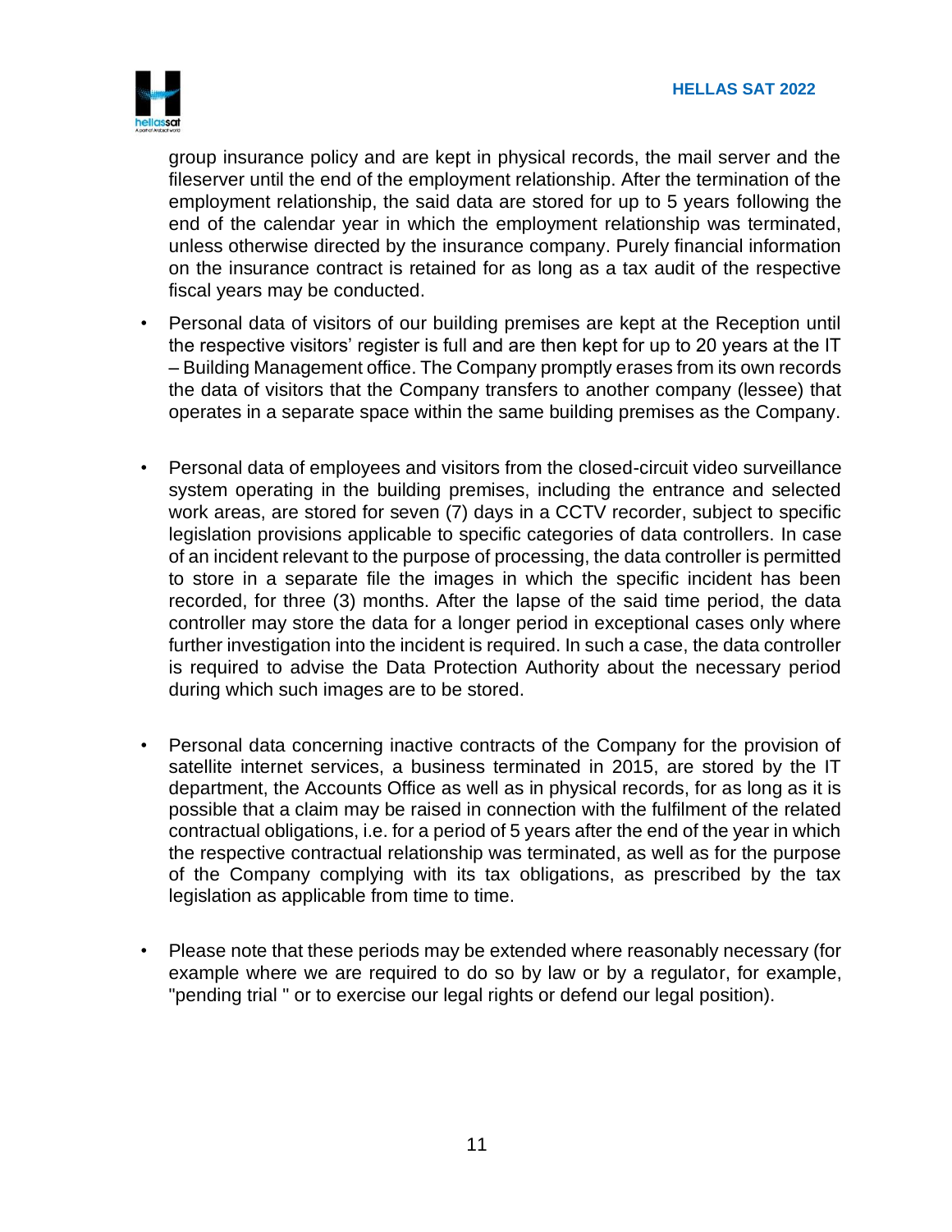group insurance policy and are kept in physical records, the mail server and the fileserver until the end of the employment relationship. After the termination of the employment relationship, the said data are stored for up to 5 years following the end of the calendar year in which the employment relationship was terminated, unless otherwise directed by the insurance company. Purely financial information on the insurance contract is retained for as long as a tax audit of the respective fiscal years may be conducted.

- Personal data of visitors of our building premises are kept at the Reception until the respective visitors' register is full and are then kept for up to 20 years at the IT – Building Management office. The Company promptly erases from its own records the data of visitors that the Company transfers to another company (lessee) that operates in a separate space within the same building premises as the Company.

- Personal data of employees and visitors from the closed-circuit video surveillance system operating in the building premises, including the entrance and selected work areas, are stored for seven (7) days in a CCTV recorder, subject to specific legislation provisions applicable to specific categories of data controllers. In case of an incident relevant to the purpose of processing, the data controller is permitted to store in a separate file the images in which the specific incident has been recorded, for three (3) months. After the lapse of the said time period, the data controller may store the data for a longer period in exceptional cases only where further investigation into the incident is required. In such a case, the data controller is required to advise the Data Protection Authority about the necessary period during which such images are to be stored.

- Personal data concerning inactive contracts of the Company for the provision of satellite internet services, a business terminated in 2015, are stored by the IT department, the Accounts Office as well as in physical records, for as long as it is possible that a claim may be raised in connection with the fulfilment of the related contractual obligations, i.e. for a period of 5 years after the end of the year in which the respective contractual relationship was terminated, as well as for the purpose of the Company complying with its tax obligations, as prescribed by the tax legislation as applicable from time to time.

- Please note that these periods may be extended where reasonably necessary (for example where we are required to do so by law or by a regulator, for example, "pending trial " or to exercise our legal rights or defend our legal position).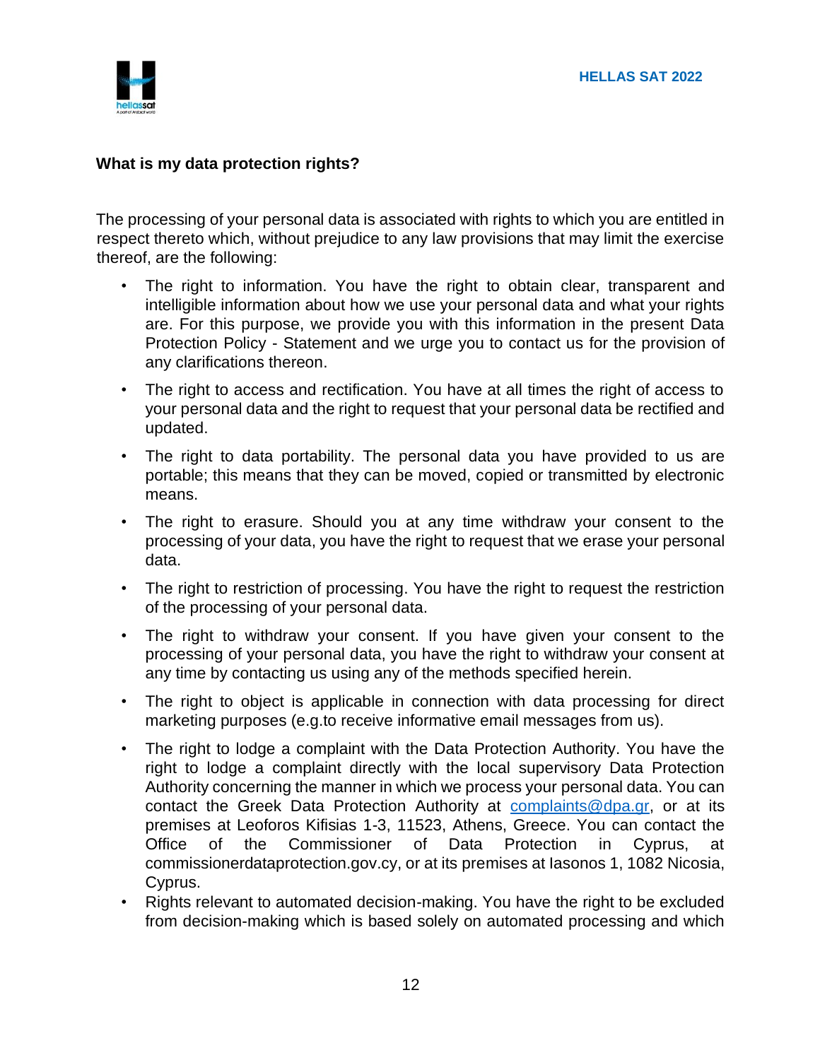### What is my data protection rights?

The processing of your personal data is associated with rights to which you are entitled in respect thereto which, without prejudice to any law provisions that may limit the exercise thereof, are the following:

- The right to information. You have the right to obtain clear, transparent and intelligible information about how we use your personal data and what your rights are. For this purpose, we provide you with this information in the present Data Protection Policy - Statement and we urge you to contact us for the provision of any clarifications thereon.
- The right to access and rectification. You have at all times the right of access to your personal data and the right to request that your personal data be rectified and updated.
- The right to data portability. The personal data you have provided to us are portable; this means that they can be moved, copied or transmitted by electronic means.
- The right to erasure. Should you at any time withdraw your consent to the processing of your data, you have the right to request that we erase your personal data.
- The right to restriction of processing. You have the right to request the restriction of the processing of your personal data.
- The right to withdraw your consent. If you have given your consent to the processing of your personal data, you have the right to withdraw your consent at any time by contacting us using any of the methods specified herein.
- The right to object is applicable in connection with data processing for direct marketing purposes (e.g.to receive informative email messages from us).
- The right to lodge a complaint with the Data Protection Authority. You have the right to lodge a complaint directly with the local supervisory Data Protection Authority concerning the manner in which we process your personal data. You can contact the Greek Data Protection Authority at complaints@dpa.gr, or at its premises at Leoforos Kifisias 1-3, 11523, Athens, Greece. You can contact the Office of the Commissioner of Data Protection in Cyprus, at commissionerdataprotection.gov.cy, or at its premises at Iasonos 1, 1082 Nicosia, Cyprus.
- Rights relevant to automated decision-making. You have the right to be excluded from decision-making which is based solely on automated processing and which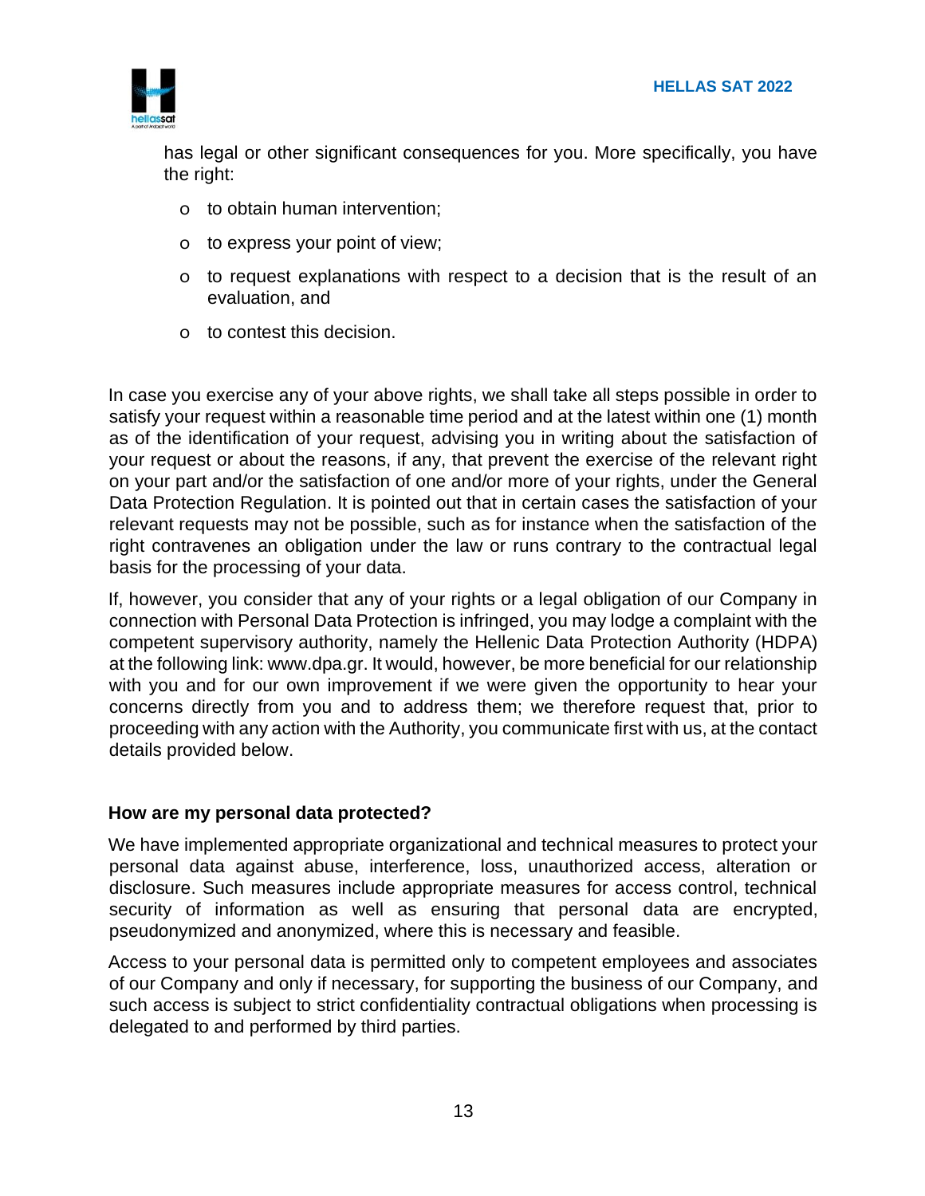has legal or other significant consequences for you. More specifically, you have the right:

- to obtain human intervention;
- to express your point of view;
- to request explanations with respect to a decision that is the result of an evaluation, and
- to contest this decision.

In case you exercise any of your above rights, we shall take all steps possible in order to satisfy your request within a reasonable time period and at the latest within one (1) month as of the identification of your request, advising you in writing about the satisfaction of your request or about the reasons, if any, that prevent the exercise of the relevant right on your part and/or the satisfaction of one and/or more of your rights, under the General Data Protection Regulation. It is pointed out that in certain cases the satisfaction of your relevant requests may not be possible, such as for instance when the satisfaction of the right contravenes an obligation under the law or runs contrary to the contractual legal basis for the processing of your data.

If, however, you consider that any of your rights or a legal obligation of our Company in connection with Personal Data Protection is infringed, you may lodge a complaint with the competent supervisory authority, namely the Hellenic Data Protection Authority (HDPA) at the following link: www.dpa.gr. It would, however, be more beneficial for our relationship with you and for our own improvement if we were given the opportunity to hear your concerns directly from you and to address them; we therefore request that, prior to proceeding with any action with the Authority, you communicate first with us, at the contact details provided below.

**How are my personal data protected?**

We have implemented appropriate organizational and technical measures to protect your personal data against abuse, interference, loss, unauthorized access, alteration or disclosure. Such measures include appropriate measures for access control, technical security of information as well as ensuring that personal data are encrypted, pseudonymized and anonymized, where this is necessary and feasible.

Access to your personal data is permitted only to competent employees and associates of our Company and only if necessary, for supporting the business of our Company, and such access is subject to strict confidentiality contractual obligations when processing is delegated to and performed by third parties.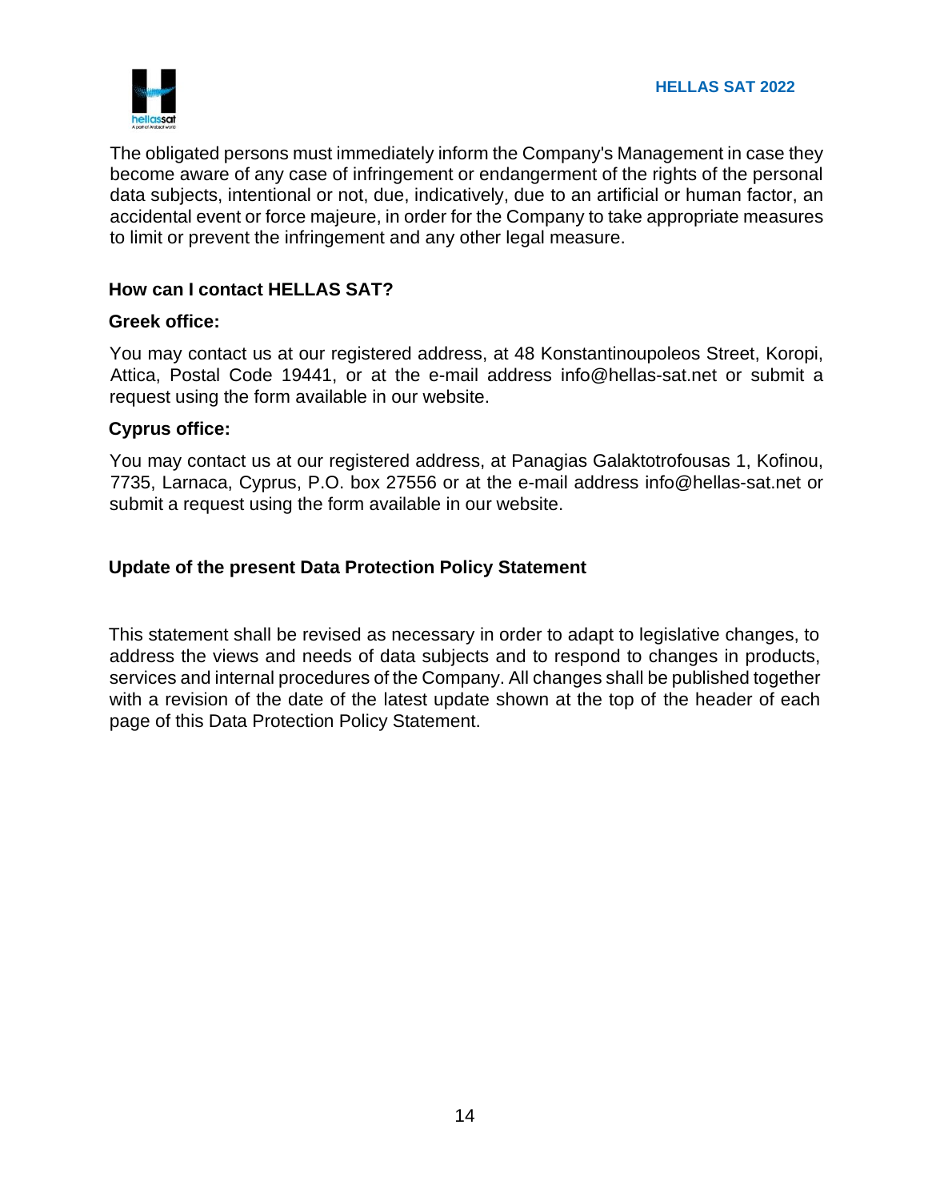The obligated persons must immediately inform the Company's Management in case they become aware of any case of infringement or endangerment of the rights of the personal data subjects, intentional or not, due, indicatively, due to an artificial or human factor, an accidental event or force majeure, in order for the Company to take appropriate measures to limit or prevent the infringement and any other legal measure.

## How can I contact HELLAS SAT?

### Greek office:

You may contact us at our registered address, at 48 Konstantinoupoleos Street, Koropi, Attica, Postal Code 19441, or at the e-mail address info@hellas-sat.net or submit a request using the form available in our website.

### Cyprus office:

You may contact us at our registered address, at Panagias Galaktotrofousas 1, Kofinou, 7735, Larnaca, Cyprus, P.O. box 27556 or at the e-mail address info@hellas-sat.net or submit a request using the form available in our website.

## Update of the present Data Protection Policy Statement

This statement shall be revised as necessary in order to adapt to legislative changes, to address the views and needs of data subjects and to respond to changes in products, services and internal procedures of the Company. All changes shall be published together with a revision of the date of the latest update shown at the top of the header of each page of this Data Protection Policy Statement.